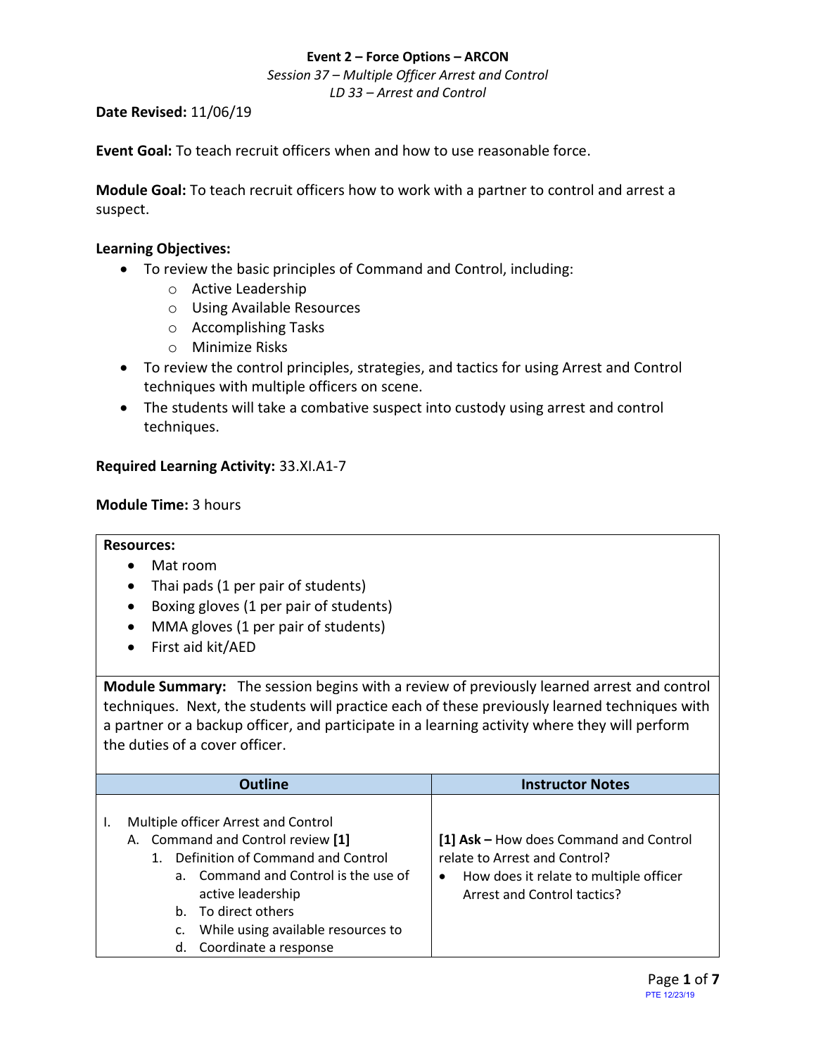**Event 2 – Force Options – ARCON**

*Session 37 – Multiple Officer Arrest and Control*

*LD 33 – Arrest and Control*

**Date Revised:** 11/06/19

**Event Goal:** To teach recruit officers when and how to use reasonable force.

**Module Goal:** To teach recruit officers how to work with a partner to control and arrest a suspect.

**Learning Objectives:**

- To review the basic principles of Command and Control, including:
  - Active Leadership
  - Using Available Resources
  - Accomplishing Tasks
  - Minimize Risks
- To review the control principles, strategies, and tactics for using Arrest and Control techniques with multiple officers on scene.
- The students will take a combative suspect into custody using arrest and control techniques.

**Required Learning Activity:** 33.XI.A1-7

**Module Time:** 3 hours

**Resources:**

- Mat room
- Thai pads (1 per pair of students)
- Boxing gloves (1 per pair of students)
- MMA gloves (1 per pair of students)
- First aid kit/AED

**Module Summary:** The session begins with a review of previously learned arrest and control techniques. Next, the students will practice each of these previously learned techniques with a partner or a backup officer, and participate in a learning activity where they will perform the duties of a cover officer.

| Outline | Instructor Notes |
|---|---|
| I. Multiple officer Arrest and Control<br>A. Command and Control review **[1]**<br>1. Definition of Command and Control<br>a. Command and Control is the use of active leadership<br>b. To direct others<br>c. While using available resources to<br>d. Coordinate a response | **[1] Ask –** How does Command and Control relate to Arrest and Control?<br>• How does it relate to multiple officer Arrest and Control tactics? |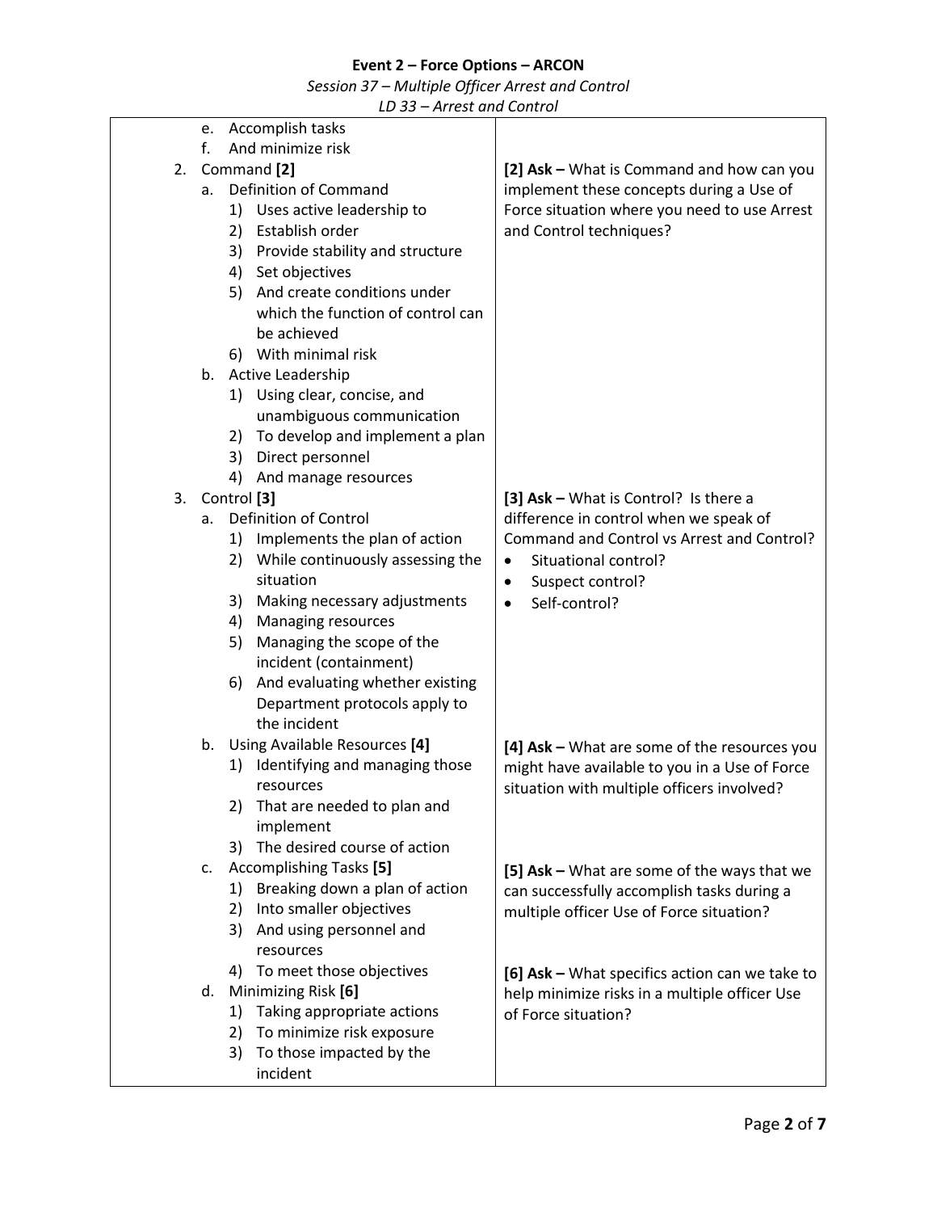| | |
|---|---|
| e. Accomplish tasks<br>f. And minimize risk | |
| 2. Command **[2]**<br>a. Definition of Command<br>1) Uses active leadership to<br>2) Establish order<br>3) Provide stability and structure<br>4) Set objectives<br>5) And create conditions under which the function of control can be achieved<br>6) With minimal risk<br>b. Active Leadership<br>1) Using clear, concise, and unambiguous communication<br>2) To develop and implement a plan<br>3) Direct personnel<br>4) And manage resources | **[2] Ask –** What is Command and how can you implement these concepts during a Use of Force situation where you need to use Arrest and Control techniques? |
| 3. Control **[3]**<br>a. Definition of Control<br>1) Implements the plan of action<br>2) While continuously assessing the situation<br>3) Making necessary adjustments<br>4) Managing resources<br>5) Managing the scope of the incident (containment)<br>6) And evaluating whether existing Department protocols apply to the incident | **[3] Ask –** What is Control? Is there a difference in control when we speak of Command and Control vs Arrest and Control?<br>• Situational control?<br>• Suspect control?<br>• Self-control? |
| b. Using Available Resources **[4]**<br>1) Identifying and managing those resources<br>2) That are needed to plan and implement<br>3) The desired course of action | **[4] Ask –** What are some of the resources you might have available to you in a Use of Force situation with multiple officers involved? |
| c. Accomplishing Tasks **[5]**<br>1) Breaking down a plan of action<br>2) Into smaller objectives<br>3) And using personnel and resources<br>4) To meet those objectives | **[5] Ask –** What are some of the ways that we can successfully accomplish tasks during a multiple officer Use of Force situation? |
| d. Minimizing Risk **[6]**<br>1) Taking appropriate actions<br>2) To minimize risk exposure<br>3) To those impacted by the incident | **[6] Ask –** What specifics action can we take to help minimize risks in a multiple officer Use of Force situation? |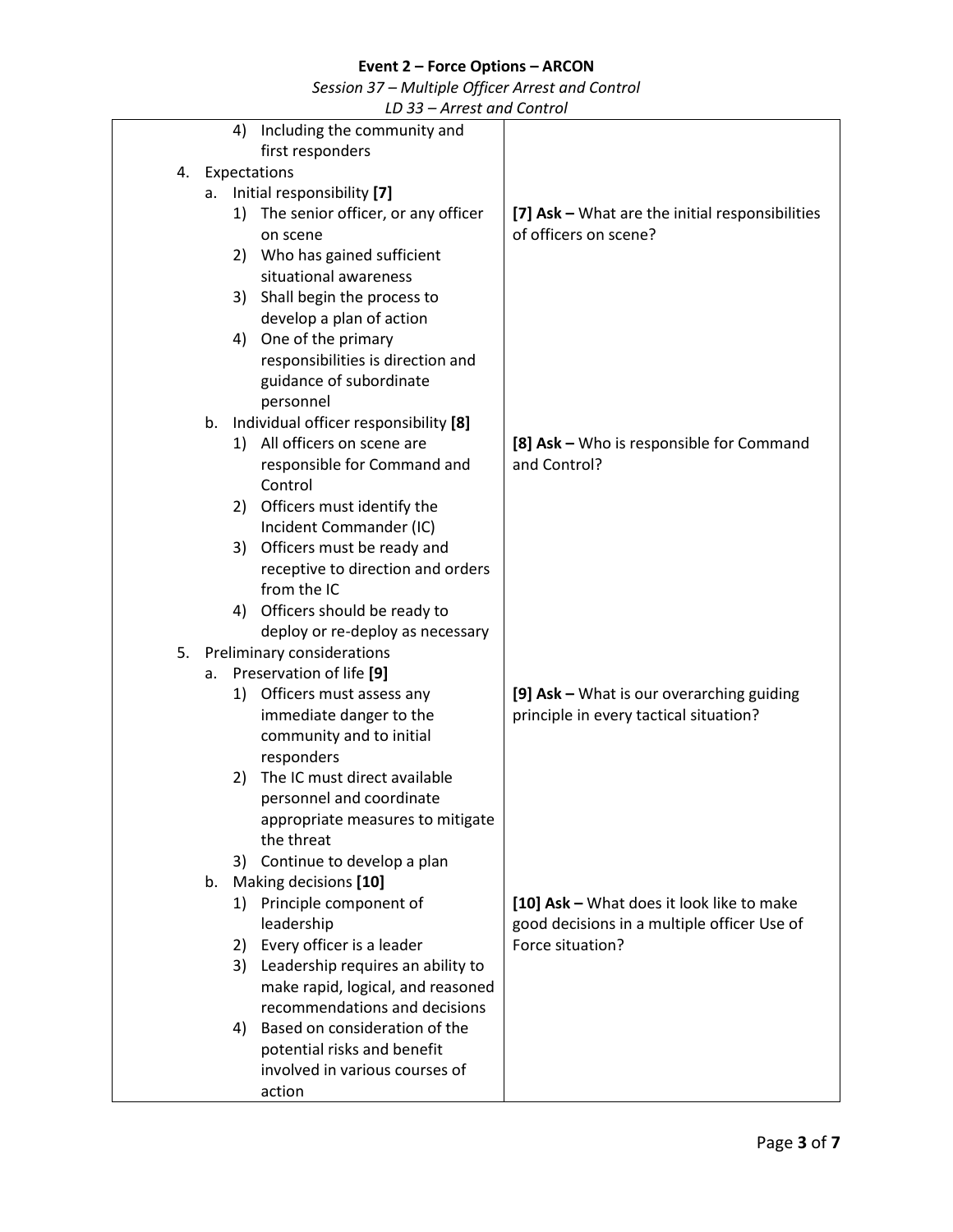| | |
|---|---|
| 4) Including the community and first responders | |
| 4. Expectations | |
| a. Initial responsibility **[7]** | |
| 1) The senior officer, or any officer on scene | **[7] Ask –** What are the initial responsibilities of officers on scene? |
| 2) Who has gained sufficient situational awareness | |
| 3) Shall begin the process to develop a plan of action | |
| 4) One of the primary responsibilities is direction and guidance of subordinate personnel | |
| b. Individual officer responsibility **[8]** | |
| 1) All officers on scene are responsible for Command and Control | **[8] Ask –** Who is responsible for Command and Control? |
| 2) Officers must identify the Incident Commander (IC) | |
| 3) Officers must be ready and receptive to direction and orders from the IC | |
| 4) Officers should be ready to deploy or re-deploy as necessary | |
| 5. Preliminary considerations | |
| a. Preservation of life **[9]** | |
| 1) Officers must assess any immediate danger to the community and to initial responders | **[9] Ask –** What is our overarching guiding principle in every tactical situation? |
| 2) The IC must direct available personnel and coordinate appropriate measures to mitigate the threat | |
| 3) Continue to develop a plan | |
| b. Making decisions **[10]** | |
| 1) Principle component of leadership | **[10] Ask –** What does it look like to make good decisions in a multiple officer Use of Force situation? |
| 2) Every officer is a leader | |
| 3) Leadership requires an ability to make rapid, logical, and reasoned recommendations and decisions | |
| 4) Based on consideration of the potential risks and benefit involved in various courses of action | |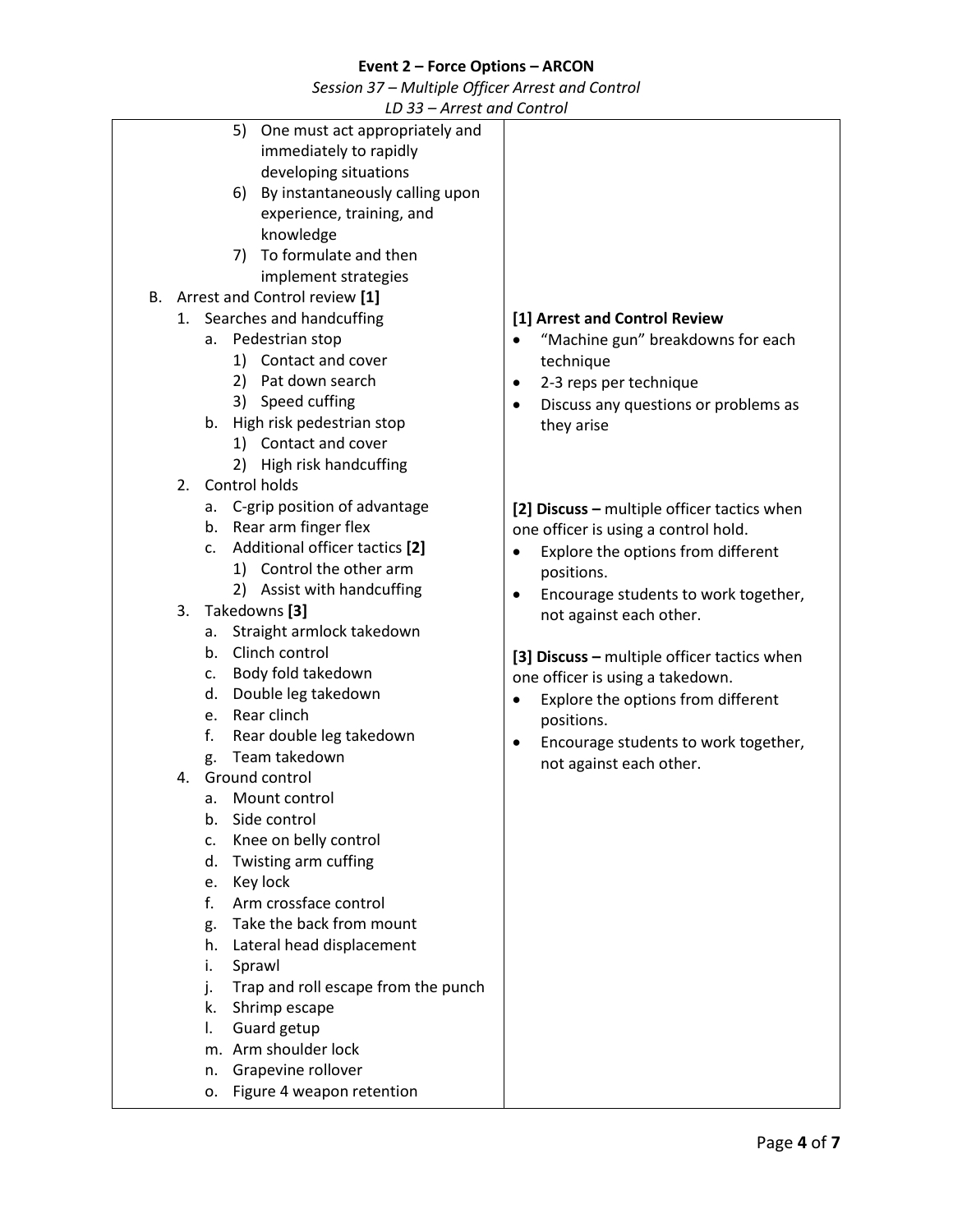| | |
|---|---|
| 5) One must act appropriately and immediately to rapidly developing situations<br>6) By instantaneously calling upon experience, training, and knowledge<br>7) To formulate and then implement strategies | |
| B. Arrest and Control review **[1]**<br>1. Searches and handcuffing<br>a. Pedestrian stop<br>1) Contact and cover<br>2) Pat down search<br>3) Speed cuffing<br>b. High risk pedestrian stop<br>1) Contact and cover<br>2) High risk handcuffing | **[1] Arrest and Control Review**<br>• "Machine gun" breakdowns for each technique<br>• 2-3 reps per technique<br>• Discuss any questions or problems as they arise |
| 2. Control holds<br>a. C-grip position of advantage<br>b. Rear arm finger flex<br>c. Additional officer tactics **[2]**<br>1) Control the other arm<br>2) Assist with handcuffing | **[2] Discuss –** multiple officer tactics when one officer is using a control hold.<br>• Explore the options from different positions.<br>• Encourage students to work together, not against each other. |
| 3. Takedowns **[3]**<br>a. Straight armlock takedown<br>b. Clinch control<br>c. Body fold takedown<br>d. Double leg takedown<br>e. Rear clinch<br>f. Rear double leg takedown<br>g. Team takedown | **[3] Discuss –** multiple officer tactics when one officer is using a takedown.<br>• Explore the options from different positions.<br>• Encourage students to work together, not against each other. |
| 4. Ground control<br>a. Mount control<br>b. Side control<br>c. Knee on belly control<br>d. Twisting arm cuffing<br>e. Key lock<br>f. Arm crossface control<br>g. Take the back from mount<br>h. Lateral head displacement<br>i. Sprawl<br>j. Trap and roll escape from the punch<br>k. Shrimp escape<br>l. Guard getup<br>m. Arm shoulder lock<br>n. Grapevine rollover<br>o. Figure 4 weapon retention | |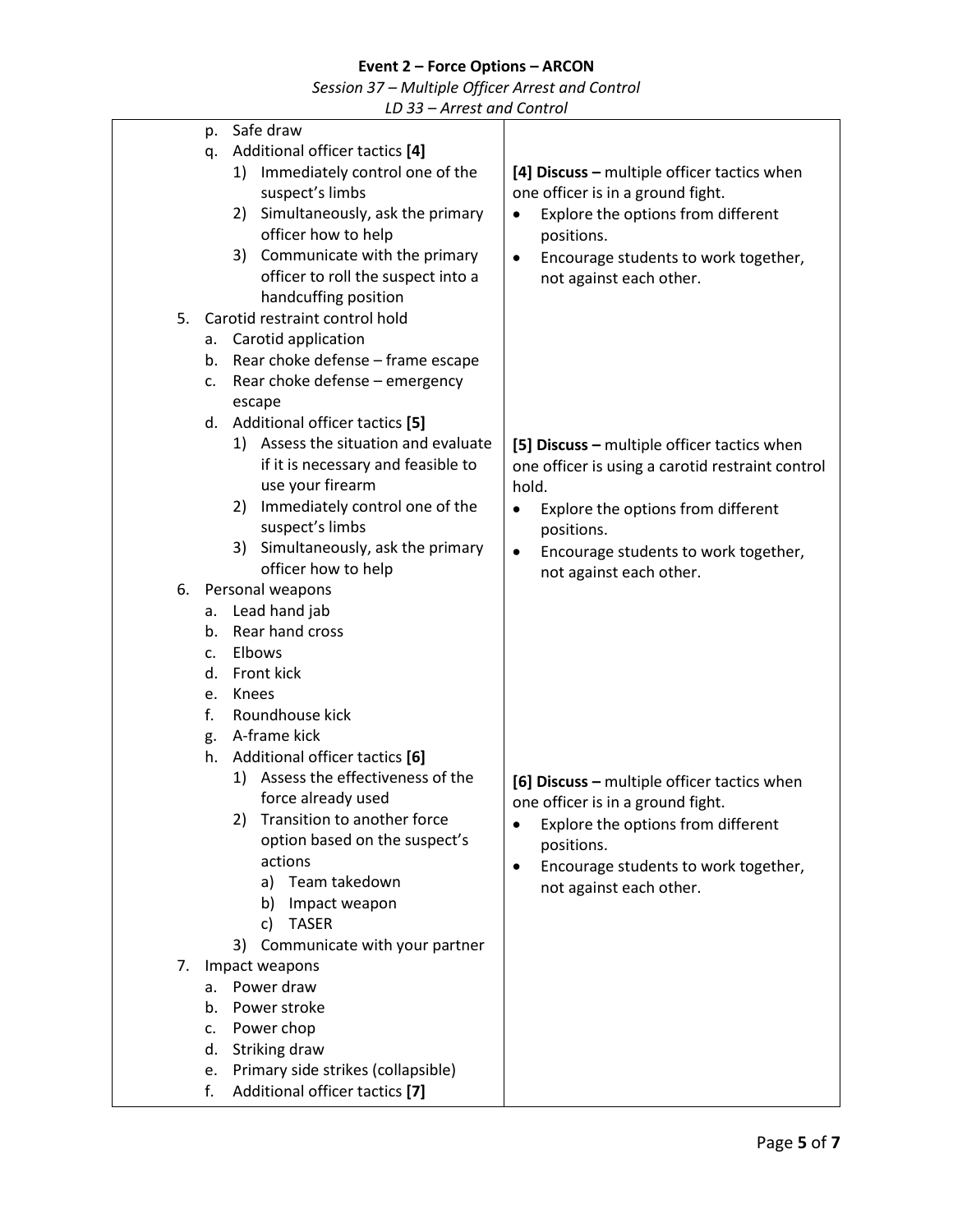**Event 2 – Force Options – ARCON**

*Session 37 – Multiple Officer Arrest and Control*

*LD 33 – Arrest and Control*

| Content | Instructor Notes |
|---|---|
| p. Safe draw<br>q. Additional officer tactics **[4]**<br>&nbsp;&nbsp;&nbsp;&nbsp;1) Immediately control one of the suspect's limbs<br>&nbsp;&nbsp;&nbsp;&nbsp;2) Simultaneously, ask the primary officer how to help<br>&nbsp;&nbsp;&nbsp;&nbsp;3) Communicate with the primary officer to roll the suspect into a handcuffing position | **[4] Discuss –** multiple officer tactics when one officer is in a ground fight.<br>• Explore the options from different positions.<br>• Encourage students to work together, not against each other. |
| 5. Carotid restraint control hold<br>&nbsp;&nbsp;a. Carotid application<br>&nbsp;&nbsp;b. Rear choke defense – frame escape<br>&nbsp;&nbsp;c. Rear choke defense – emergency escape<br>&nbsp;&nbsp;d. Additional officer tactics **[5]**<br>&nbsp;&nbsp;&nbsp;&nbsp;1) Assess the situation and evaluate if it is necessary and feasible to use your firearm<br>&nbsp;&nbsp;&nbsp;&nbsp;2) Immediately control one of the suspect's limbs<br>&nbsp;&nbsp;&nbsp;&nbsp;3) Simultaneously, ask the primary officer how to help | **[5] Discuss –** multiple officer tactics when one officer is using a carotid restraint control hold.<br>• Explore the options from different positions.<br>• Encourage students to work together, not against each other. |
| 6. Personal weapons<br>&nbsp;&nbsp;a. Lead hand jab<br>&nbsp;&nbsp;b. Rear hand cross<br>&nbsp;&nbsp;c. Elbows<br>&nbsp;&nbsp;d. Front kick<br>&nbsp;&nbsp;e. Knees<br>&nbsp;&nbsp;f. Roundhouse kick<br>&nbsp;&nbsp;g. A-frame kick<br>&nbsp;&nbsp;h. Additional officer tactics **[6]**<br>&nbsp;&nbsp;&nbsp;&nbsp;1) Assess the effectiveness of the force already used<br>&nbsp;&nbsp;&nbsp;&nbsp;2) Transition to another force option based on the suspect's actions<br>&nbsp;&nbsp;&nbsp;&nbsp;&nbsp;&nbsp;a) Team takedown<br>&nbsp;&nbsp;&nbsp;&nbsp;&nbsp;&nbsp;b) Impact weapon<br>&nbsp;&nbsp;&nbsp;&nbsp;&nbsp;&nbsp;c) TASER<br>&nbsp;&nbsp;&nbsp;&nbsp;3) Communicate with your partner | **[6] Discuss –** multiple officer tactics when one officer is in a ground fight.<br>• Explore the options from different positions.<br>• Encourage students to work together, not against each other. |
| 7. Impact weapons<br>&nbsp;&nbsp;a. Power draw<br>&nbsp;&nbsp;b. Power stroke<br>&nbsp;&nbsp;c. Power chop<br>&nbsp;&nbsp;d. Striking draw<br>&nbsp;&nbsp;e. Primary side strikes (collapsible)<br>&nbsp;&nbsp;f. Additional officer tactics **[7]** | |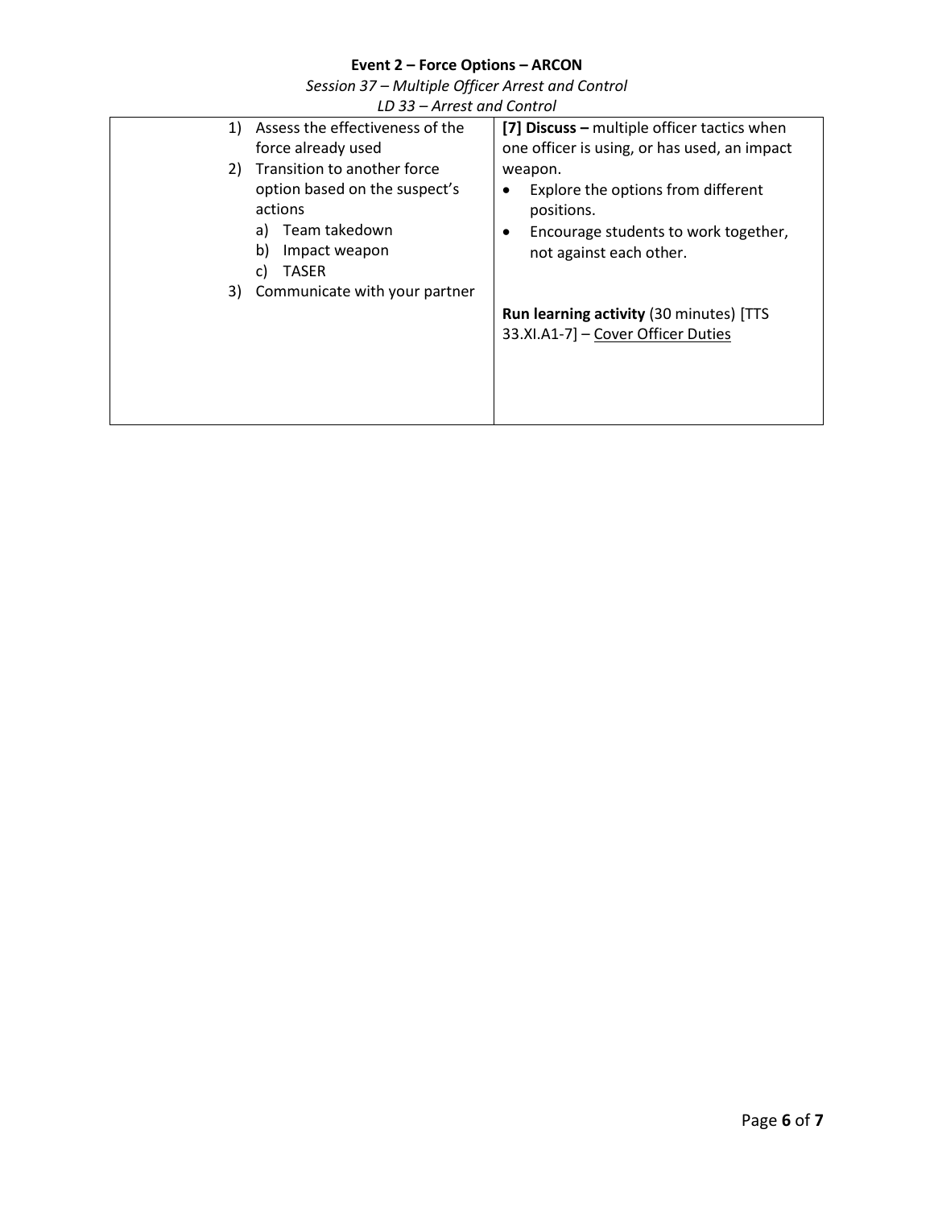**Event 2 – Force Options – ARCON**

*Session 37 – Multiple Officer Arrest and Control*

*LD 33 – Arrest and Control*

| | |
|---|---|
| 1) Assess the effectiveness of the force already used<br>2) Transition to another force option based on the suspect's actions<br>   a) Team takedown<br>   b) Impact weapon<br>   c) TASER<br>3) Communicate with your partner | **[7] Discuss –** multiple officer tactics when one officer is using, or has used, an impact weapon.<br>• Explore the options from different positions.<br>• Encourage students to work together, not against each other.<br><br>**Run learning activity** (30 minutes) [TTS 33.XI.A1-7] – Cover Officer Duties |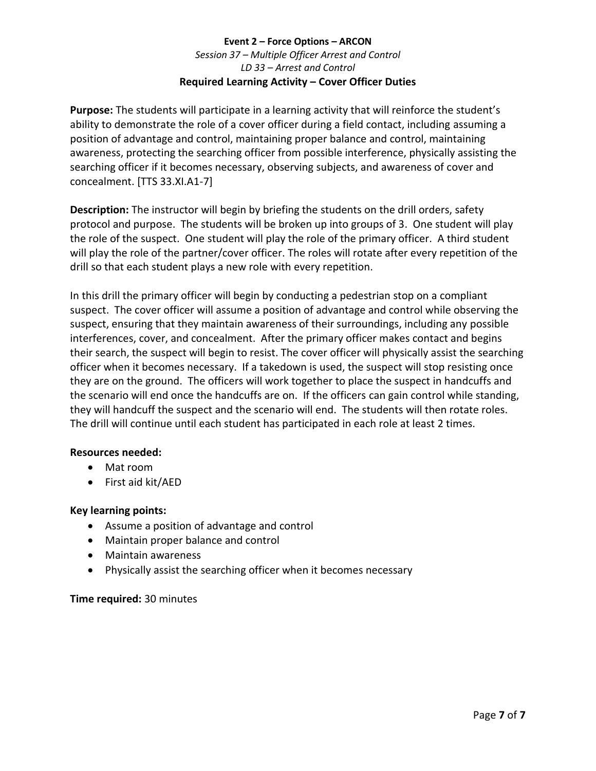**Event 2 – Force Options – ARCON**

*Session 37 – Multiple Officer Arrest and Control*

*LD 33 – Arrest and Control*

**Required Learning Activity – Cover Officer Duties**

**Purpose:** The students will participate in a learning activity that will reinforce the student's ability to demonstrate the role of a cover officer during a field contact, including assuming a position of advantage and control, maintaining proper balance and control, maintaining awareness, protecting the searching officer from possible interference, physically assisting the searching officer if it becomes necessary, observing subjects, and awareness of cover and concealment. [TTS 33.XI.A1-7]

**Description:** The instructor will begin by briefing the students on the drill orders, safety protocol and purpose. The students will be broken up into groups of 3. One student will play the role of the suspect. One student will play the role of the primary officer. A third student will play the role of the partner/cover officer. The roles will rotate after every repetition of the drill so that each student plays a new role with every repetition.

In this drill the primary officer will begin by conducting a pedestrian stop on a compliant suspect. The cover officer will assume a position of advantage and control while observing the suspect, ensuring that they maintain awareness of their surroundings, including any possible interferences, cover, and concealment. After the primary officer makes contact and begins their search, the suspect will begin to resist. The cover officer will physically assist the searching officer when it becomes necessary. If a takedown is used, the suspect will stop resisting once they are on the ground. The officers will work together to place the suspect in handcuffs and the scenario will end once the handcuffs are on. If the officers can gain control while standing, they will handcuff the suspect and the scenario will end. The students will then rotate roles. The drill will continue until each student has participated in each role at least 2 times.

**Resources needed:**

- Mat room
- First aid kit/AED

**Key learning points:**

- Assume a position of advantage and control
- Maintain proper balance and control
- Maintain awareness
- Physically assist the searching officer when it becomes necessary

**Time required:** 30 minutes